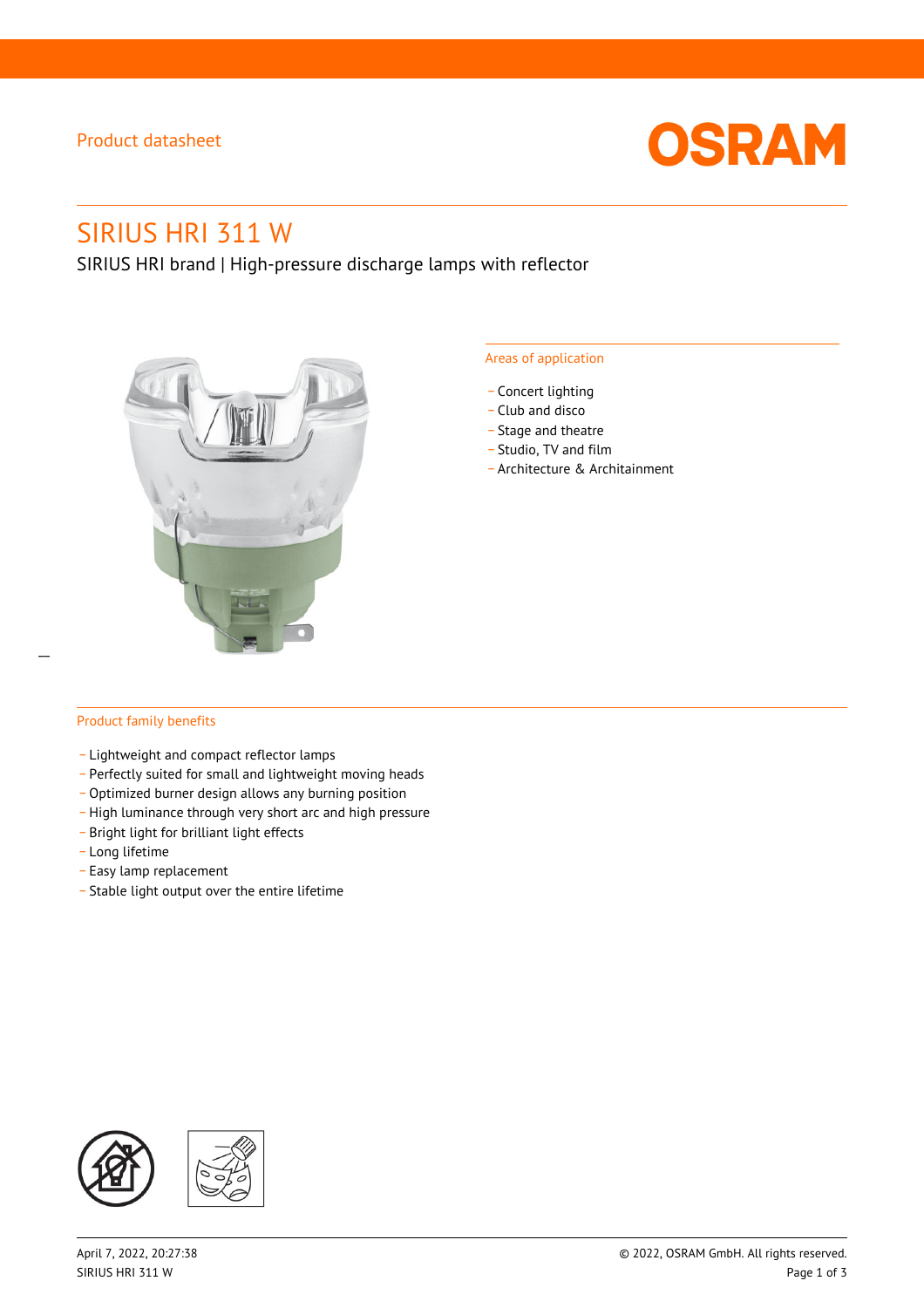Product datasheet

# SIRIUS HRI 311 W

SIRIUS HRI brand | High-pressure discharge lamps with reflector

## Areas of application

- Concert lighting
- Club and disco
- Stage and theatre
- Studio, TV and film
- Architecture & Architainment

## Product family benefits

- Lightweight and compact reflector lamps
- Perfectly suited for small and lightweight moving heads
- Optimized burner design allows any burning position
- High luminance through very short arc and high pressure
- Bright light for brilliant light effects
- Long lifetime
- Easy lamp replacement
- Stable light output over the entire lifetime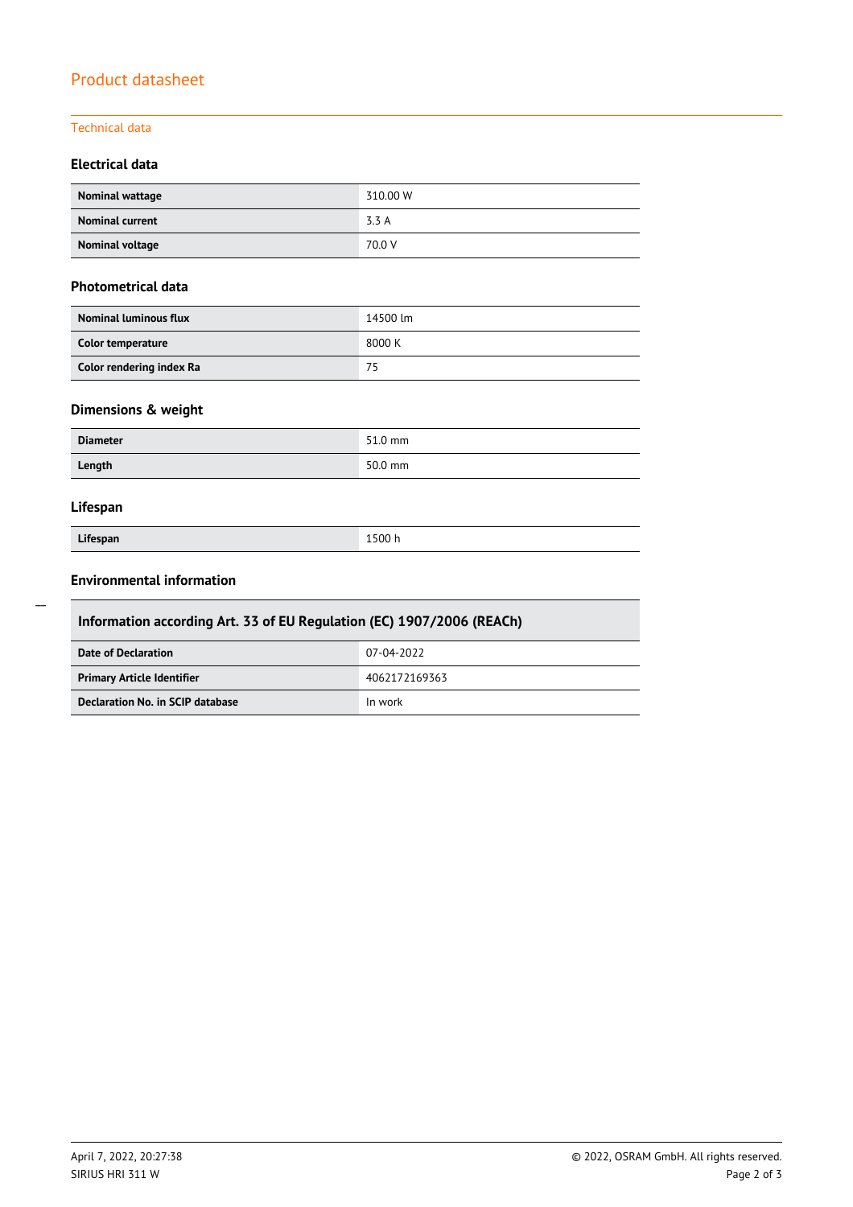# Product datasheet

## Technical data

### Electrical data

| | |
|---|---|
| **Nominal wattage** | 310.00 W |
| **Nominal current** | 3.3 A |
| **Nominal voltage** | 70.0 V |

### Photometrical data

| | |
|---|---|
| **Nominal luminous flux** | 14500 lm |
| **Color temperature** | 8000 K |
| **Color rendering index Ra** | 75 |

### Dimensions & weight

| | |
|---|---|
| **Diameter** | 51.0 mm |
| **Length** | 50.0 mm |

### Lifespan

| | |
|---|---|
| **Lifespan** | 1500 h |

### Environmental information

| Information according Art. 33 of EU Regulation (EC) 1907/2006 (REACh) | |
|---|---|
| **Date of Declaration** | 07-04-2022 |
| **Primary Article Identifier** | 4062172169363 |
| **Declaration No. in SCIP database** | In work |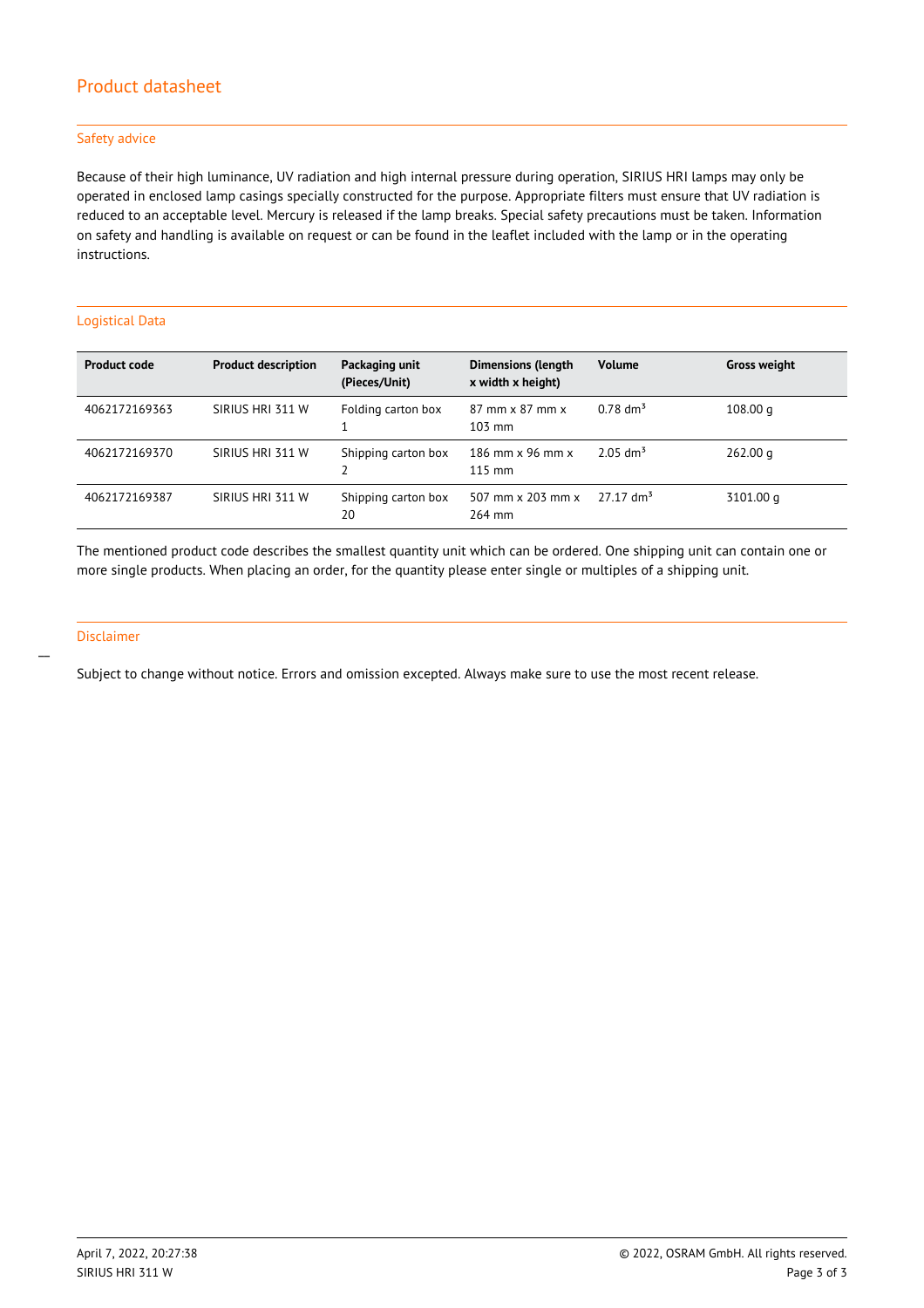## Safety advice

Because of their high luminance, UV radiation and high internal pressure during operation, SIRIUS HRI lamps may only be operated in enclosed lamp casings specially constructed for the purpose. Appropriate filters must ensure that UV radiation is reduced to an acceptable level. Mercury is released if the lamp breaks. Special safety precautions must be taken. Information on safety and handling is available on request or can be found in the leaflet included with the lamp or in the operating instructions.

## Logistical Data

| Product code | Product description | Packaging unit (Pieces/Unit) | Dimensions (length x width x height) | Volume | Gross weight |
|---|---|---|---|---|---|
| 4062172169363 | SIRIUS HRI 311 W | Folding carton box 1 | 87 mm x 87 mm x 103 mm | 0.78 $dm^3$ | 108.00 g |
| 4062172169370 | SIRIUS HRI 311 W | Shipping carton box 2 | 186 mm x 96 mm x 115 mm | 2.05 $dm^3$ | 262.00 g |
| 4062172169387 | SIRIUS HRI 311 W | Shipping carton box 20 | 507 mm x 203 mm x 264 mm | 27.17 $dm^3$ | 3101.00 g |

The mentioned product code describes the smallest quantity unit which can be ordered. One shipping unit can contain one or more single products. When placing an order, for the quantity please enter single or multiples of a shipping unit.

## Disclaimer

Subject to change without notice. Errors and omission excepted. Always make sure to use the most recent release.